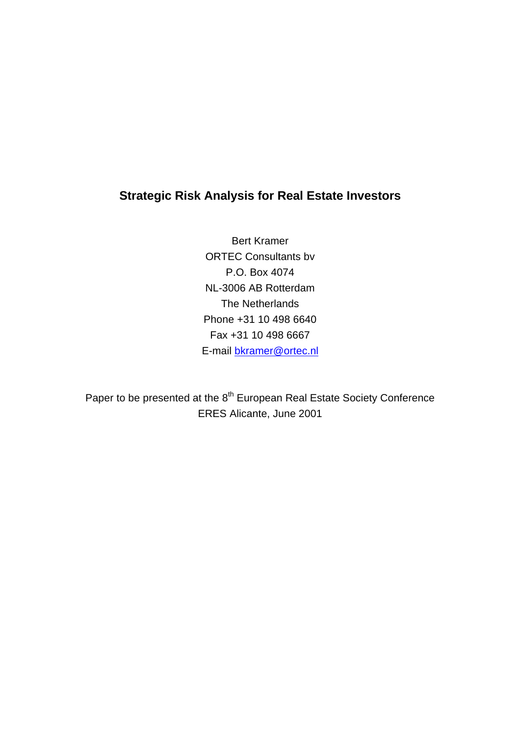# Strategic Risk Analysis for Real Estate Investors

Bert Kramer
ORTEC Consultants bv
P.O. Box 4074
NL-3006 AB Rotterdam
The Netherlands
Phone +31 10 498 6640
Fax +31 10 498 6667
E-mail bkramer@ortec.nl

Paper to be presented at the 8th European Real Estate Society Conference
ERES Alicante, June 2001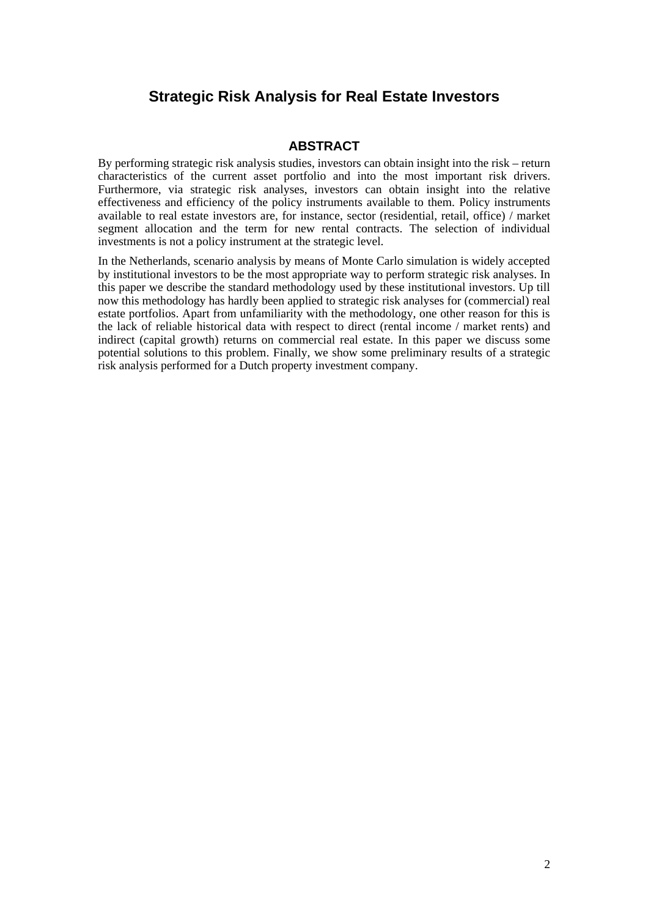# Strategic Risk Analysis for Real Estate Investors

## ABSTRACT

By performing strategic risk analysis studies, investors can obtain insight into the risk – return characteristics of the current asset portfolio and into the most important risk drivers. Furthermore, via strategic risk analyses, investors can obtain insight into the relative effectiveness and efficiency of the policy instruments available to them. Policy instruments available to real estate investors are, for instance, sector (residential, retail, office) / market segment allocation and the term for new rental contracts. The selection of individual investments is not a policy instrument at the strategic level.

In the Netherlands, scenario analysis by means of Monte Carlo simulation is widely accepted by institutional investors to be the most appropriate way to perform strategic risk analyses. In this paper we describe the standard methodology used by these institutional investors. Up till now this methodology has hardly been applied to strategic risk analyses for (commercial) real estate portfolios. Apart from unfamiliarity with the methodology, one other reason for this is the lack of reliable historical data with respect to direct (rental income / market rents) and indirect (capital growth) returns on commercial real estate. In this paper we discuss some potential solutions to this problem. Finally, we show some preliminary results of a strategic risk analysis performed for a Dutch property investment company.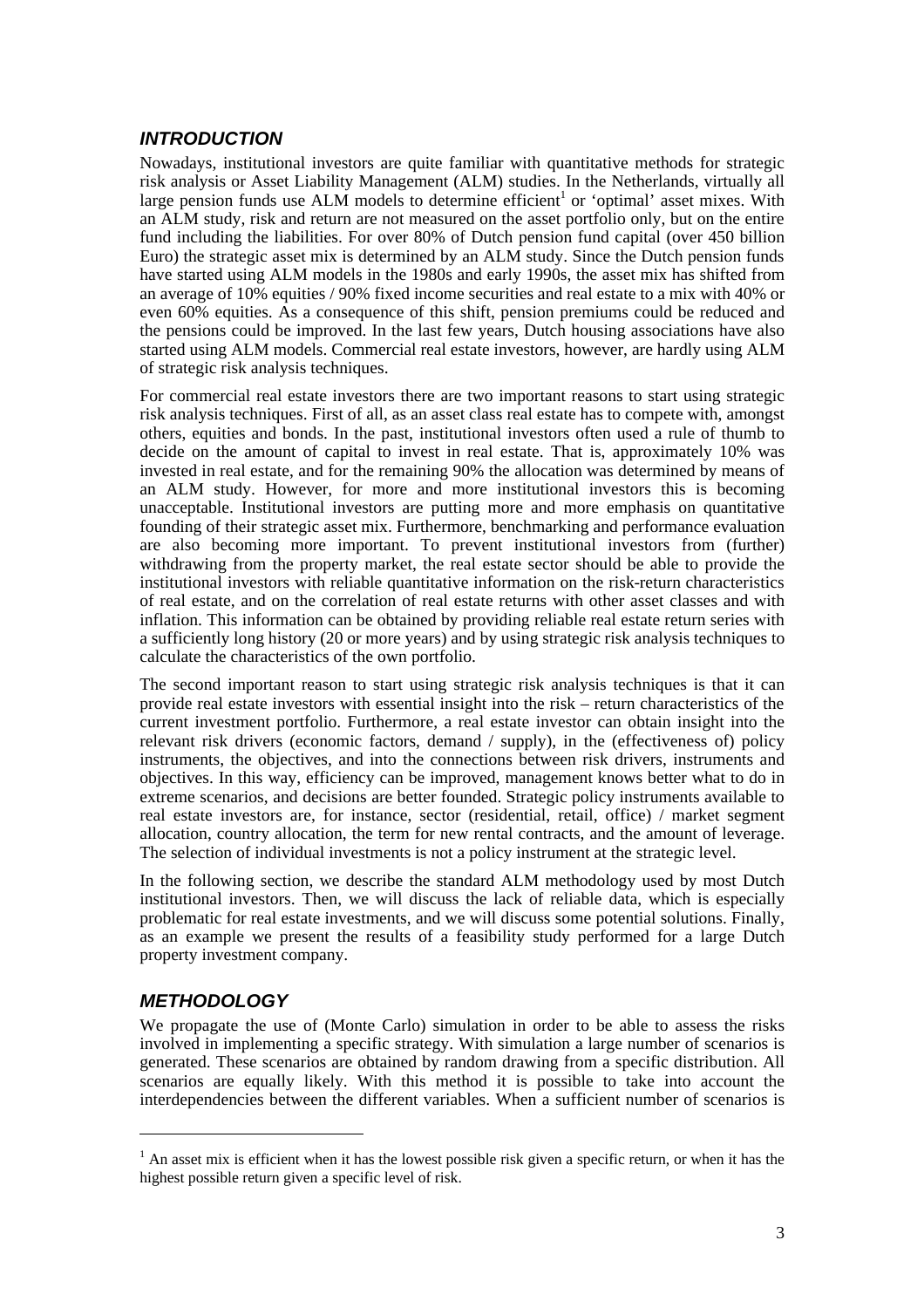## *INTRODUCTION*

Nowadays, institutional investors are quite familiar with quantitative methods for strategic risk analysis or Asset Liability Management (ALM) studies. In the Netherlands, virtually all large pension funds use ALM models to determine efficient[1] or 'optimal' asset mixes. With an ALM study, risk and return are not measured on the asset portfolio only, but on the entire fund including the liabilities. For over 80% of Dutch pension fund capital (over 450 billion Euro) the strategic asset mix is determined by an ALM study. Since the Dutch pension funds have started using ALM models in the 1980s and early 1990s, the asset mix has shifted from an average of 10% equities / 90% fixed income securities and real estate to a mix with 40% or even 60% equities. As a consequence of this shift, pension premiums could be reduced and the pensions could be improved. In the last few years, Dutch housing associations have also started using ALM models. Commercial real estate investors, however, are hardly using ALM of strategic risk analysis techniques.

For commercial real estate investors there are two important reasons to start using strategic risk analysis techniques. First of all, as an asset class real estate has to compete with, amongst others, equities and bonds. In the past, institutional investors often used a rule of thumb to decide on the amount of capital to invest in real estate. That is, approximately 10% was invested in real estate, and for the remaining 90% the allocation was determined by means of an ALM study. However, for more and more institutional investors this is becoming unacceptable. Institutional investors are putting more and more emphasis on quantitative founding of their strategic asset mix. Furthermore, benchmarking and performance evaluation are also becoming more important. To prevent institutional investors from (further) withdrawing from the property market, the real estate sector should be able to provide the institutional investors with reliable quantitative information on the risk-return characteristics of real estate, and on the correlation of real estate returns with other asset classes and with inflation. This information can be obtained by providing reliable real estate return series with a sufficiently long history (20 or more years) and by using strategic risk analysis techniques to calculate the characteristics of the own portfolio.

The second important reason to start using strategic risk analysis techniques is that it can provide real estate investors with essential insight into the risk – return characteristics of the current investment portfolio. Furthermore, a real estate investor can obtain insight into the relevant risk drivers (economic factors, demand / supply), in the (effectiveness of) policy instruments, the objectives, and into the connections between risk drivers, instruments and objectives. In this way, efficiency can be improved, management knows better what to do in extreme scenarios, and decisions are better founded. Strategic policy instruments available to real estate investors are, for instance, sector (residential, retail, office) / market segment allocation, country allocation, the term for new rental contracts, and the amount of leverage. The selection of individual investments is not a policy instrument at the strategic level.

In the following section, we describe the standard ALM methodology used by most Dutch institutional investors. Then, we will discuss the lack of reliable data, which is especially problematic for real estate investments, and we will discuss some potential solutions. Finally, as an example we present the results of a feasibility study performed for a large Dutch property investment company.

## *METHODOLOGY*

We propagate the use of (Monte Carlo) simulation in order to be able to assess the risks involved in implementing a specific strategy. With simulation a large number of scenarios is generated. These scenarios are obtained by random drawing from a specific distribution. All scenarios are equally likely. With this method it is possible to take into account the interdependencies between the different variables. When a sufficient number of scenarios is

[1] An asset mix is efficient when it has the lowest possible risk given a specific return, or when it has the highest possible return given a specific level of risk.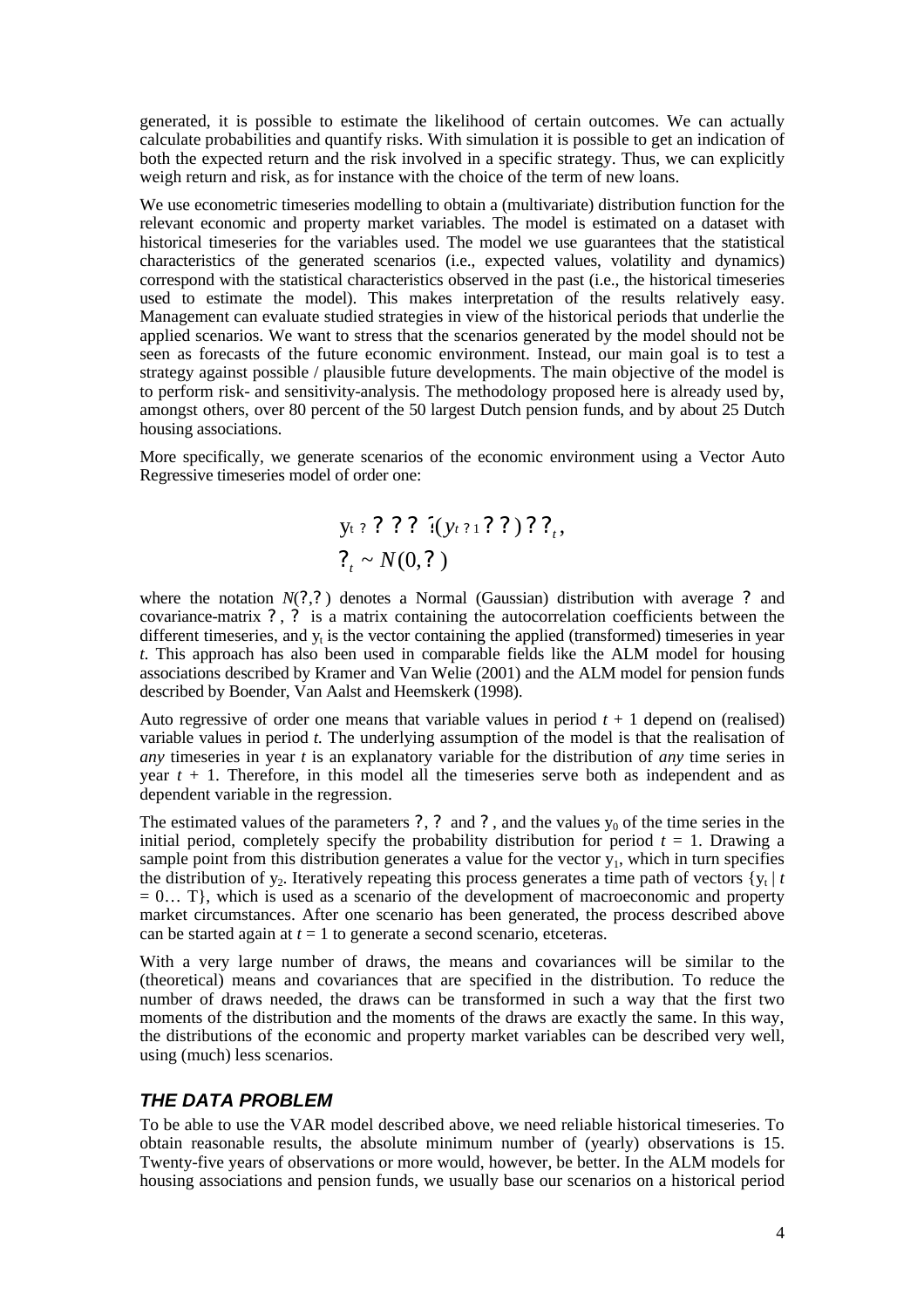generated, it is possible to estimate the likelihood of certain outcomes. We can actually calculate probabilities and quantify risks. With simulation it is possible to get an indication of both the expected return and the risk involved in a specific strategy. Thus, we can explicitly weigh return and risk, as for instance with the choice of the term of new loans.

We use econometric timeseries modelling to obtain a (multivariate) distribution function for the relevant economic and property market variables. The model is estimated on a dataset with historical timeseries for the variables used. The model we use guarantees that the statistical characteristics of the generated scenarios (i.e., expected values, volatility and dynamics) correspond with the statistical characteristics observed in the past (i.e., the historical timeseries used to estimate the model). This makes interpretation of the results relatively easy. Management can evaluate studied strategies in view of the historical periods that underlie the applied scenarios. We want to stress that the scenarios generated by the model should not be seen as forecasts of the future economic environment. Instead, our main goal is to test a strategy against possible / plausible future developments. The main objective of the model is to perform risk- and sensitivity-analysis. The methodology proposed here is already used by, amongst others, over 80 percent of the 50 largest Dutch pension funds, and by about 25 Dutch housing associations.

More specifically, we generate scenarios of the economic environment using a Vector Auto Regressive timeseries model of order one:

$$
\begin{aligned}
y_t &= \mu + \Omega(y_{t-1} - \mu) + \varepsilon_t, \\
\varepsilon_t &\sim N(0, \Sigma)
\end{aligned}
$$

where the notation $N(\mu,\Sigma)$ denotes a Normal (Gaussian) distribution with average $\mu$ and covariance-matrix $\Sigma$, $\Omega$ is a matrix containing the autocorrelation coefficients between the different timeseries, and $y_t$ is the vector containing the applied (transformed) timeseries in year *t*. This approach has also been used in comparable fields like the ALM model for housing associations described by Kramer and Van Welie (2001) and the ALM model for pension funds described by Boender, Van Aalst and Heemskerk (1998).

Auto regressive of order one means that variable values in period $t + 1$ depend on (realised) variable values in period *t*. The underlying assumption of the model is that the realisation of *any* timeseries in year *t* is an explanatory variable for the distribution of *any* time series in year $t + 1$. Therefore, in this model all the timeseries serve both as independent and as dependent variable in the regression.

The estimated values of the parameters $\mu$, $\Omega$ and $\Sigma$, and the values $y_0$ of the time series in the initial period, completely specify the probability distribution for period $t = 1$. Drawing a sample point from this distribution generates a value for the vector $y_1$, which in turn specifies the distribution of $y_2$. Iteratively repeating this process generates a time path of vectors $\{y_t \mid t = 0\ldots T\}$, which is used as a scenario of the development of macroeconomic and property market circumstances. After one scenario has been generated, the process described above can be started again at $t = 1$ to generate a second scenario, etceteras.

With a very large number of draws, the means and covariances will be similar to the (theoretical) means and covariances that are specified in the distribution. To reduce the number of draws needed, the draws can be transformed in such a way that the first two moments of the distribution and the moments of the draws are exactly the same. In this way, the distributions of the economic and property market variables can be described very well, using (much) less scenarios.

## THE DATA PROBLEM

To be able to use the VAR model described above, we need reliable historical timeseries. To obtain reasonable results, the absolute minimum number of (yearly) observations is 15. Twenty-five years of observations or more would, however, be better. In the ALM models for housing associations and pension funds, we usually base our scenarios on a historical period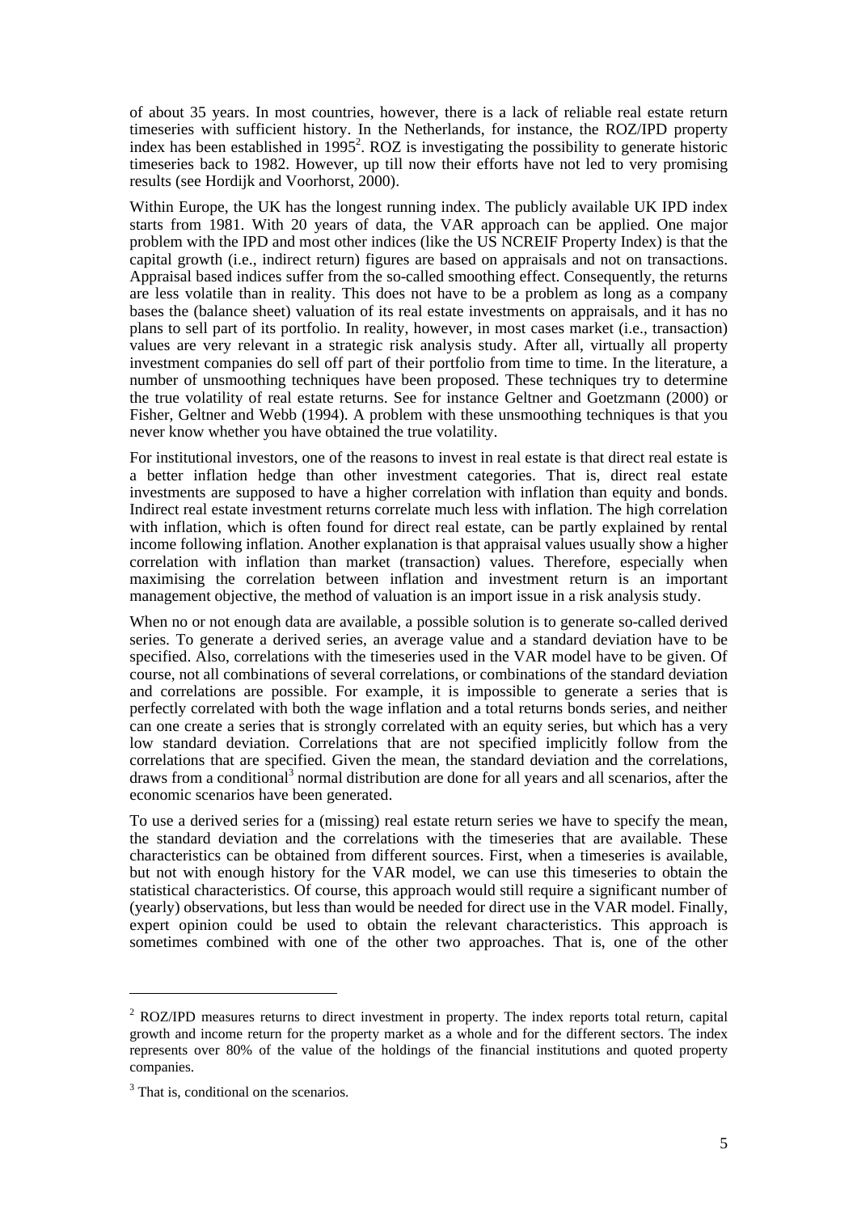of about 35 years. In most countries, however, there is a lack of reliable real estate return timeseries with sufficient history. In the Netherlands, for instance, the ROZ/IPD property index has been established in 1995[2]. ROZ is investigating the possibility to generate historic timeseries back to 1982. However, up till now their efforts have not led to very promising results (see Hordijk and Voorhorst, 2000).

Within Europe, the UK has the longest running index. The publicly available UK IPD index starts from 1981. With 20 years of data, the VAR approach can be applied. One major problem with the IPD and most other indices (like the US NCREIF Property Index) is that the capital growth (i.e., indirect return) figures are based on appraisals and not on transactions. Appraisal based indices suffer from the so-called smoothing effect. Consequently, the returns are less volatile than in reality. This does not have to be a problem as long as a company bases the (balance sheet) valuation of its real estate investments on appraisals, and it has no plans to sell part of its portfolio. In reality, however, in most cases market (i.e., transaction) values are very relevant in a strategic risk analysis study. After all, virtually all property investment companies do sell off part of their portfolio from time to time. In the literature, a number of unsmoothing techniques have been proposed. These techniques try to determine the true volatility of real estate returns. See for instance Geltner and Goetzmann (2000) or Fisher, Geltner and Webb (1994). A problem with these unsmoothing techniques is that you never know whether you have obtained the true volatility.

For institutional investors, one of the reasons to invest in real estate is that direct real estate is a better inflation hedge than other investment categories. That is, direct real estate investments are supposed to have a higher correlation with inflation than equity and bonds. Indirect real estate investment returns correlate much less with inflation. The high correlation with inflation, which is often found for direct real estate, can be partly explained by rental income following inflation. Another explanation is that appraisal values usually show a higher correlation with inflation than market (transaction) values. Therefore, especially when maximising the correlation between inflation and investment return is an important management objective, the method of valuation is an import issue in a risk analysis study.

When no or not enough data are available, a possible solution is to generate so-called derived series. To generate a derived series, an average value and a standard deviation have to be specified. Also, correlations with the timeseries used in the VAR model have to be given. Of course, not all combinations of several correlations, or combinations of the standard deviation and correlations are possible. For example, it is impossible to generate a series that is perfectly correlated with both the wage inflation and a total returns bonds series, and neither can one create a series that is strongly correlated with an equity series, but which has a very low standard deviation. Correlations that are not specified implicitly follow from the correlations that are specified. Given the mean, the standard deviation and the correlations, draws from a conditional[3] normal distribution are done for all years and all scenarios, after the economic scenarios have been generated.

To use a derived series for a (missing) real estate return series we have to specify the mean, the standard deviation and the correlations with the timeseries that are available. These characteristics can be obtained from different sources. First, when a timeseries is available, but not with enough history for the VAR model, we can use this timeseries to obtain the statistical characteristics. Of course, this approach would still require a significant number of (yearly) observations, but less than would be needed for direct use in the VAR model. Finally, expert opinion could be used to obtain the relevant characteristics. This approach is sometimes combined with one of the other two approaches. That is, one of the other

---

[2] ROZ/IPD measures returns to direct investment in property. The index reports total return, capital growth and income return for the property market as a whole and for the different sectors. The index represents over 80% of the value of the holdings of the financial institutions and quoted property companies.

[3] That is, conditional on the scenarios.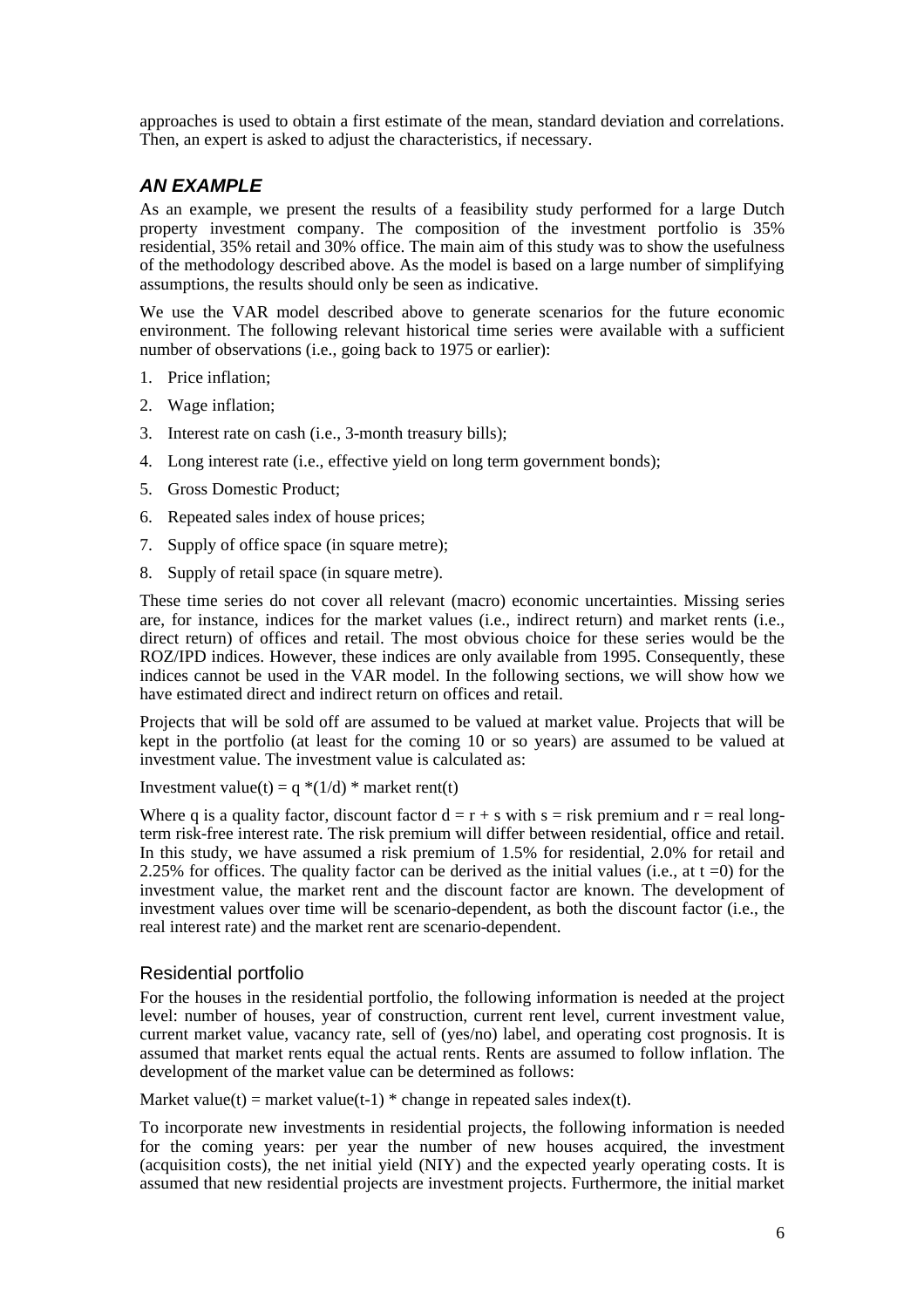approaches is used to obtain a first estimate of the mean, standard deviation and correlations. Then, an expert is asked to adjust the characteristics, if necessary.

## *AN EXAMPLE*

As an example, we present the results of a feasibility study performed for a large Dutch property investment company. The composition of the investment portfolio is 35% residential, 35% retail and 30% office. The main aim of this study was to show the usefulness of the methodology described above. As the model is based on a large number of simplifying assumptions, the results should only be seen as indicative.

We use the VAR model described above to generate scenarios for the future economic environment. The following relevant historical time series were available with a sufficient number of observations (i.e., going back to 1975 or earlier):

1. Price inflation;
2. Wage inflation;
3. Interest rate on cash (i.e., 3-month treasury bills);
4. Long interest rate (i.e., effective yield on long term government bonds);
5. Gross Domestic Product;
6. Repeated sales index of house prices;
7. Supply of office space (in square metre);
8. Supply of retail space (in square metre).

These time series do not cover all relevant (macro) economic uncertainties. Missing series are, for instance, indices for the market values (i.e., indirect return) and market rents (i.e., direct return) of offices and retail. The most obvious choice for these series would be the ROZ/IPD indices. However, these indices are only available from 1995. Consequently, these indices cannot be used in the VAR model. In the following sections, we will show how we have estimated direct and indirect return on offices and retail.

Projects that will be sold off are assumed to be valued at market value. Projects that will be kept in the portfolio (at least for the coming 10 or so years) are assumed to be valued at investment value. The investment value is calculated as:

Investment value(t) = q *(1/d) * market rent(t)

Where q is a quality factor, discount factor d = r + s with s = risk premium and r = real long-term risk-free interest rate. The risk premium will differ between residential, office and retail. In this study, we have assumed a risk premium of 1.5% for residential, 2.0% for retail and 2.25% for offices. The quality factor can be derived as the initial values (i.e., at t =0) for the investment value, the market rent and the discount factor are known. The development of investment values over time will be scenario-dependent, as both the discount factor (i.e., the real interest rate) and the market rent are scenario-dependent.

### Residential portfolio

For the houses in the residential portfolio, the following information is needed at the project level: number of houses, year of construction, current rent level, current investment value, current market value, vacancy rate, sell of (yes/no) label, and operating cost prognosis. It is assumed that market rents equal the actual rents. Rents are assumed to follow inflation. The development of the market value can be determined as follows:

Market value(t) = market value(t-1) * change in repeated sales index(t).

To incorporate new investments in residential projects, the following information is needed for the coming years: per year the number of new houses acquired, the investment (acquisition costs), the net initial yield (NIY) and the expected yearly operating costs. It is assumed that new residential projects are investment projects. Furthermore, the initial market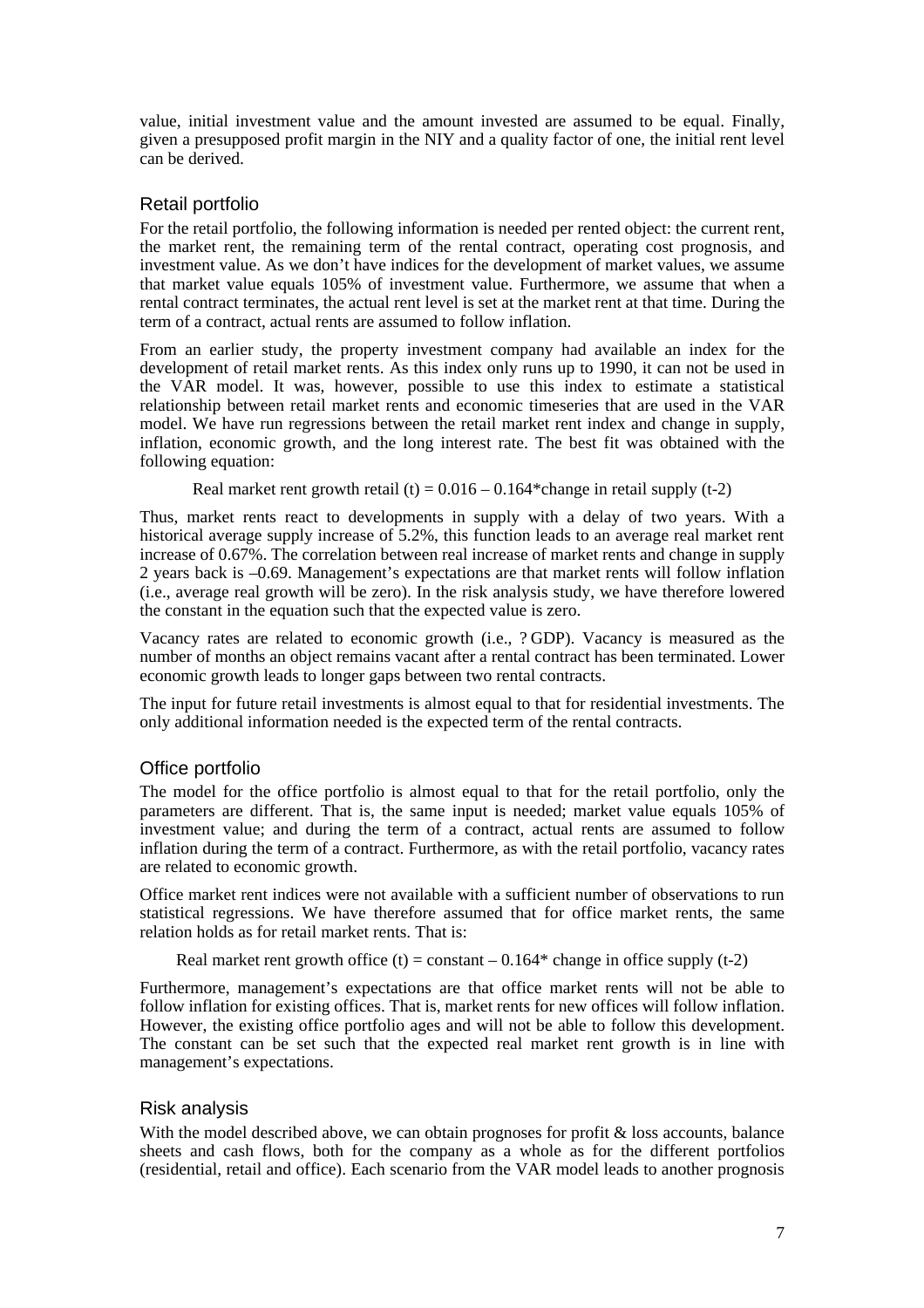value, initial investment value and the amount invested are assumed to be equal. Finally, given a presupposed profit margin in the NIY and a quality factor of one, the initial rent level can be derived.

### Retail portfolio

For the retail portfolio, the following information is needed per rented object: the current rent, the market rent, the remaining term of the rental contract, operating cost prognosis, and investment value. As we don't have indices for the development of market values, we assume that market value equals 105% of investment value. Furthermore, we assume that when a rental contract terminates, the actual rent level is set at the market rent at that time. During the term of a contract, actual rents are assumed to follow inflation.

From an earlier study, the property investment company had available an index for the development of retail market rents. As this index only runs up to 1990, it can not be used in the VAR model. It was, however, possible to use this index to estimate a statistical relationship between retail market rents and economic timeseries that are used in the VAR model. We have run regressions between the retail market rent index and change in supply, inflation, economic growth, and the long interest rate. The best fit was obtained with the following equation:

Real market rent growth retail (t) = 0.016 – 0.164*change in retail supply (t-2)

Thus, market rents react to developments in supply with a delay of two years. With a historical average supply increase of 5.2%, this function leads to an average real market rent increase of 0.67%. The correlation between real increase of market rents and change in supply 2 years back is –0.69. Management's expectations are that market rents will follow inflation (i.e., average real growth will be zero). In the risk analysis study, we have therefore lowered the constant in the equation such that the expected value is zero.

Vacancy rates are related to economic growth (i.e., ? GDP). Vacancy is measured as the number of months an object remains vacant after a rental contract has been terminated. Lower economic growth leads to longer gaps between two rental contracts.

The input for future retail investments is almost equal to that for residential investments. The only additional information needed is the expected term of the rental contracts.

### Office portfolio

The model for the office portfolio is almost equal to that for the retail portfolio, only the parameters are different. That is, the same input is needed; market value equals 105% of investment value; and during the term of a contract, actual rents are assumed to follow inflation during the term of a contract. Furthermore, as with the retail portfolio, vacancy rates are related to economic growth.

Office market rent indices were not available with a sufficient number of observations to run statistical regressions. We have therefore assumed that for office market rents, the same relation holds as for retail market rents. That is:

Real market rent growth office (t) = constant – 0.164* change in office supply (t-2)

Furthermore, management's expectations are that office market rents will not be able to follow inflation for existing offices. That is, market rents for new offices will follow inflation. However, the existing office portfolio ages and will not be able to follow this development. The constant can be set such that the expected real market rent growth is in line with management's expectations.

### Risk analysis

With the model described above, we can obtain prognoses for profit & loss accounts, balance sheets and cash flows, both for the company as a whole as for the different portfolios (residential, retail and office). Each scenario from the VAR model leads to another prognosis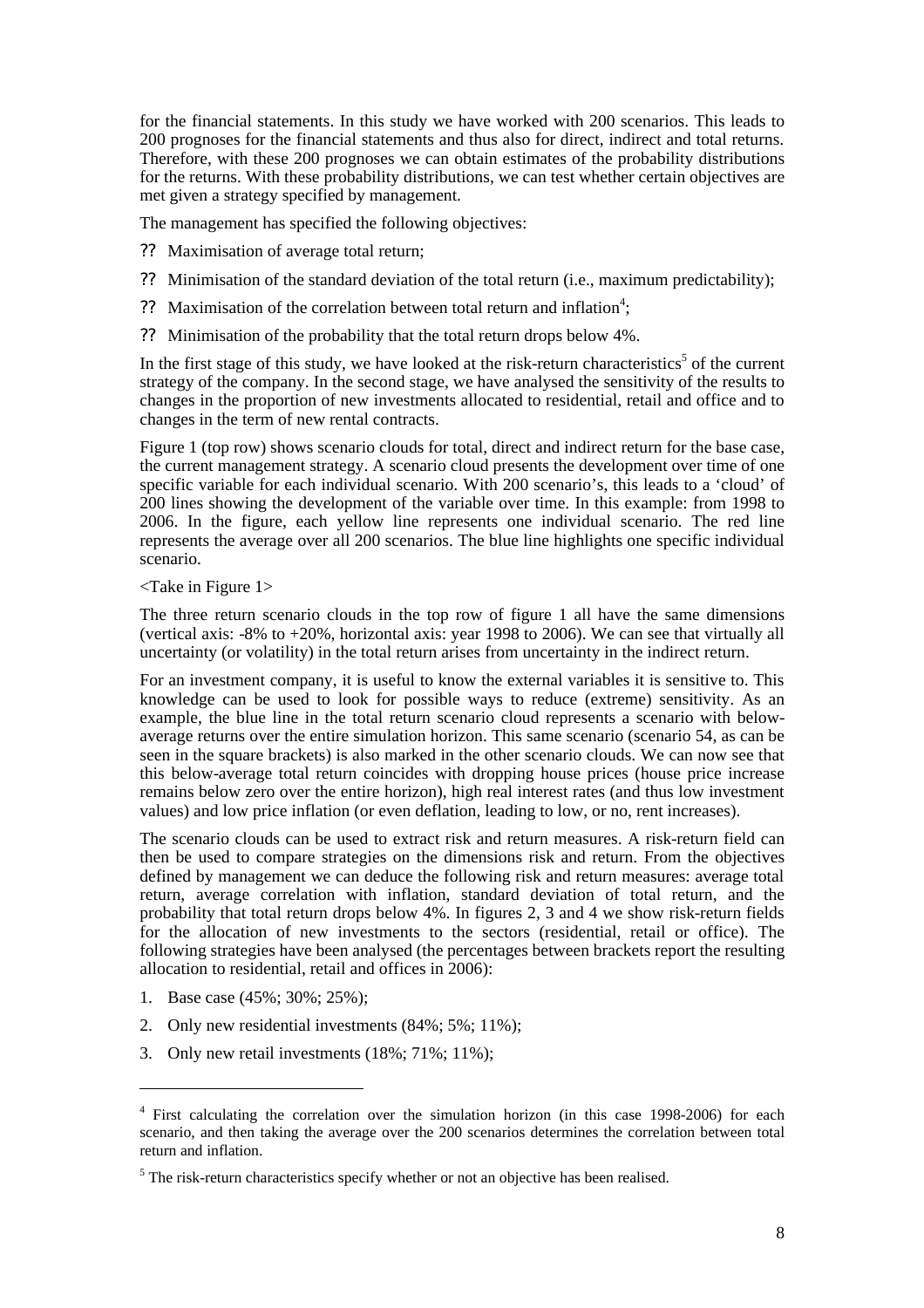for the financial statements. In this study we have worked with 200 scenarios. This leads to 200 prognoses for the financial statements and thus also for direct, indirect and total returns. Therefore, with these 200 prognoses we can obtain estimates of the probability distributions for the returns. With these probability distributions, we can test whether certain objectives are met given a strategy specified by management.

The management has specified the following objectives:

- Maximisation of average total return;
- Minimisation of the standard deviation of the total return (i.e., maximum predictability);
- Maximisation of the correlation between total return and inflation[4];
- Minimisation of the probability that the total return drops below 4%.

In the first stage of this study, we have looked at the risk-return characteristics[5] of the current strategy of the company. In the second stage, we have analysed the sensitivity of the results to changes in the proportion of new investments allocated to residential, retail and office and to changes in the term of new rental contracts.

Figure 1 (top row) shows scenario clouds for total, direct and indirect return for the base case, the current management strategy. A scenario cloud presents the development over time of one specific variable for each individual scenario. With 200 scenario's, this leads to a 'cloud' of 200 lines showing the development of the variable over time. In this example: from 1998 to 2006. In the figure, each yellow line represents one individual scenario. The red line represents the average over all 200 scenarios. The blue line highlights one specific individual scenario.

<Take in Figure 1>

The three return scenario clouds in the top row of figure 1 all have the same dimensions (vertical axis: -8% to +20%, horizontal axis: year 1998 to 2006). We can see that virtually all uncertainty (or volatility) in the total return arises from uncertainty in the indirect return.

For an investment company, it is useful to know the external variables it is sensitive to. This knowledge can be used to look for possible ways to reduce (extreme) sensitivity. As an example, the blue line in the total return scenario cloud represents a scenario with below-average returns over the entire simulation horizon. This same scenario (scenario 54, as can be seen in the square brackets) is also marked in the other scenario clouds. We can now see that this below-average total return coincides with dropping house prices (house price increase remains below zero over the entire horizon), high real interest rates (and thus low investment values) and low price inflation (or even deflation, leading to low, or no, rent increases).

The scenario clouds can be used to extract risk and return measures. A risk-return field can then be used to compare strategies on the dimensions risk and return. From the objectives defined by management we can deduce the following risk and return measures: average total return, average correlation with inflation, standard deviation of total return, and the probability that total return drops below 4%. In figures 2, 3 and 4 we show risk-return fields for the allocation of new investments to the sectors (residential, retail or office). The following strategies have been analysed (the percentages between brackets report the resulting allocation to residential, retail and offices in 2006):

1. Base case (45%; 30%; 25%);
2. Only new residential investments (84%; 5%; 11%);
3. Only new retail investments (18%; 71%; 11%);

---

[4] First calculating the correlation over the simulation horizon (in this case 1998-2006) for each scenario, and then taking the average over the 200 scenarios determines the correlation between total return and inflation.

[5] The risk-return characteristics specify whether or not an objective has been realised.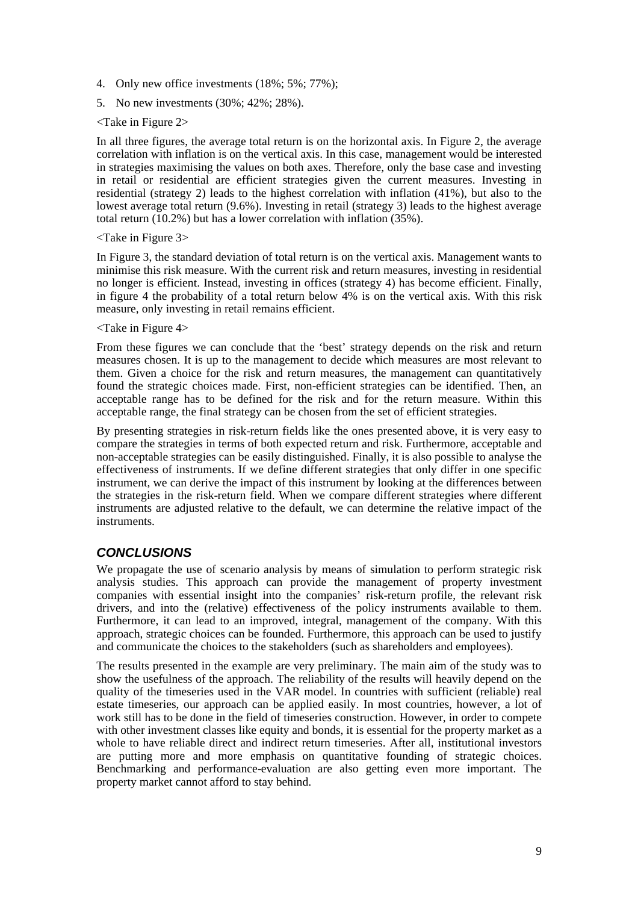4. Only new office investments (18%; 5%; 77%);
5. No new investments (30%; 42%; 28%).

<Take in Figure 2>

In all three figures, the average total return is on the horizontal axis. In Figure 2, the average correlation with inflation is on the vertical axis. In this case, management would be interested in strategies maximising the values on both axes. Therefore, only the base case and investing in retail or residential are efficient strategies given the current measures. Investing in residential (strategy 2) leads to the highest correlation with inflation (41%), but also to the lowest average total return (9.6%). Investing in retail (strategy 3) leads to the highest average total return (10.2%) but has a lower correlation with inflation (35%).

<Take in Figure 3>

In Figure 3, the standard deviation of total return is on the vertical axis. Management wants to minimise this risk measure. With the current risk and return measures, investing in residential no longer is efficient. Instead, investing in offices (strategy 4) has become efficient. Finally, in figure 4 the probability of a total return below 4% is on the vertical axis. With this risk measure, only investing in retail remains efficient.

<Take in Figure 4>

From these figures we can conclude that the 'best' strategy depends on the risk and return measures chosen. It is up to the management to decide which measures are most relevant to them. Given a choice for the risk and return measures, the management can quantitatively found the strategic choices made. First, non-efficient strategies can be identified. Then, an acceptable range has to be defined for the risk and for the return measure. Within this acceptable range, the final strategy can be chosen from the set of efficient strategies.

By presenting strategies in risk-return fields like the ones presented above, it is very easy to compare the strategies in terms of both expected return and risk. Furthermore, acceptable and non-acceptable strategies can be easily distinguished. Finally, it is also possible to analyse the effectiveness of instruments. If we define different strategies that only differ in one specific instrument, we can derive the impact of this instrument by looking at the differences between the strategies in the risk-return field. When we compare different strategies where different instruments are adjusted relative to the default, we can determine the relative impact of the instruments.

## CONCLUSIONS

We propagate the use of scenario analysis by means of simulation to perform strategic risk analysis studies. This approach can provide the management of property investment companies with essential insight into the companies' risk-return profile, the relevant risk drivers, and into the (relative) effectiveness of the policy instruments available to them. Furthermore, it can lead to an improved, integral, management of the company. With this approach, strategic choices can be founded. Furthermore, this approach can be used to justify and communicate the choices to the stakeholders (such as shareholders and employees).

The results presented in the example are very preliminary. The main aim of the study was to show the usefulness of the approach. The reliability of the results will heavily depend on the quality of the timeseries used in the VAR model. In countries with sufficient (reliable) real estate timeseries, our approach can be applied easily. In most countries, however, a lot of work still has to be done in the field of timeseries construction. However, in order to compete with other investment classes like equity and bonds, it is essential for the property market as a whole to have reliable direct and indirect return timeseries. After all, institutional investors are putting more and more emphasis on quantitative founding of strategic choices. Benchmarking and performance-evaluation are also getting even more important. The property market cannot afford to stay behind.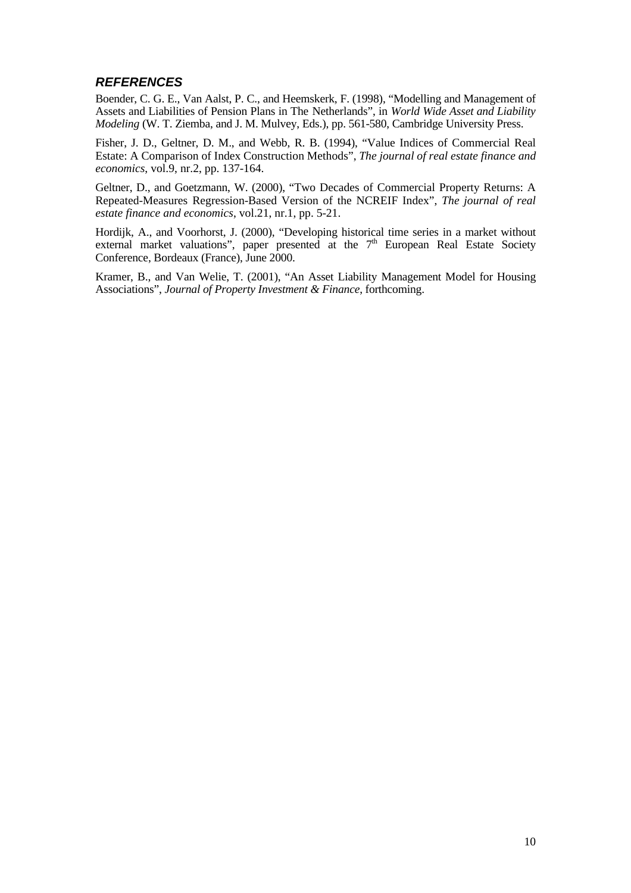## *REFERENCES*

Boender, C. G. E., Van Aalst, P. C., and Heemskerk, F. (1998), "Modelling and Management of Assets and Liabilities of Pension Plans in The Netherlands", in *World Wide Asset and Liability Modeling* (W. T. Ziemba, and J. M. Mulvey, Eds.), pp. 561-580, Cambridge University Press.

Fisher, J. D., Geltner, D. M., and Webb, R. B. (1994), "Value Indices of Commercial Real Estate: A Comparison of Index Construction Methods", *The journal of real estate finance and economics*, vol.9, nr.2, pp. 137-164.

Geltner, D., and Goetzmann, W. (2000), "Two Decades of Commercial Property Returns: A Repeated-Measures Regression-Based Version of the NCREIF Index", *The journal of real estate finance and economics*, vol.21, nr.1, pp. 5-21.

Hordijk, A., and Voorhorst, J. (2000), "Developing historical time series in a market without external market valuations", paper presented at the 7th European Real Estate Society Conference, Bordeaux (France), June 2000.

Kramer, B., and Van Welie, T. (2001), "An Asset Liability Management Model for Housing Associations", *Journal of Property Investment & Finance*, forthcoming.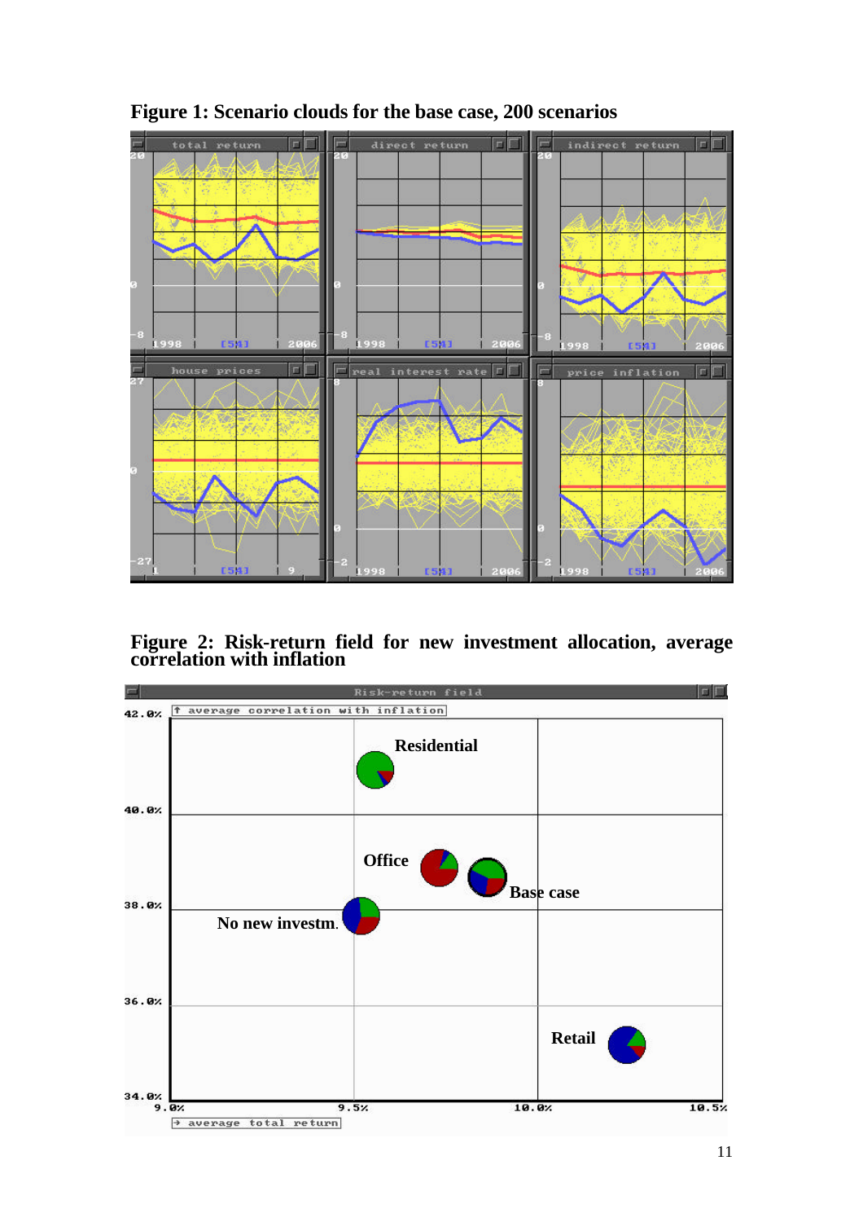**Figure 1: Scenario clouds for the base case, 200 scenarios**

**Figure 2: Risk-return field for new investment allocation, average correlation with inflation**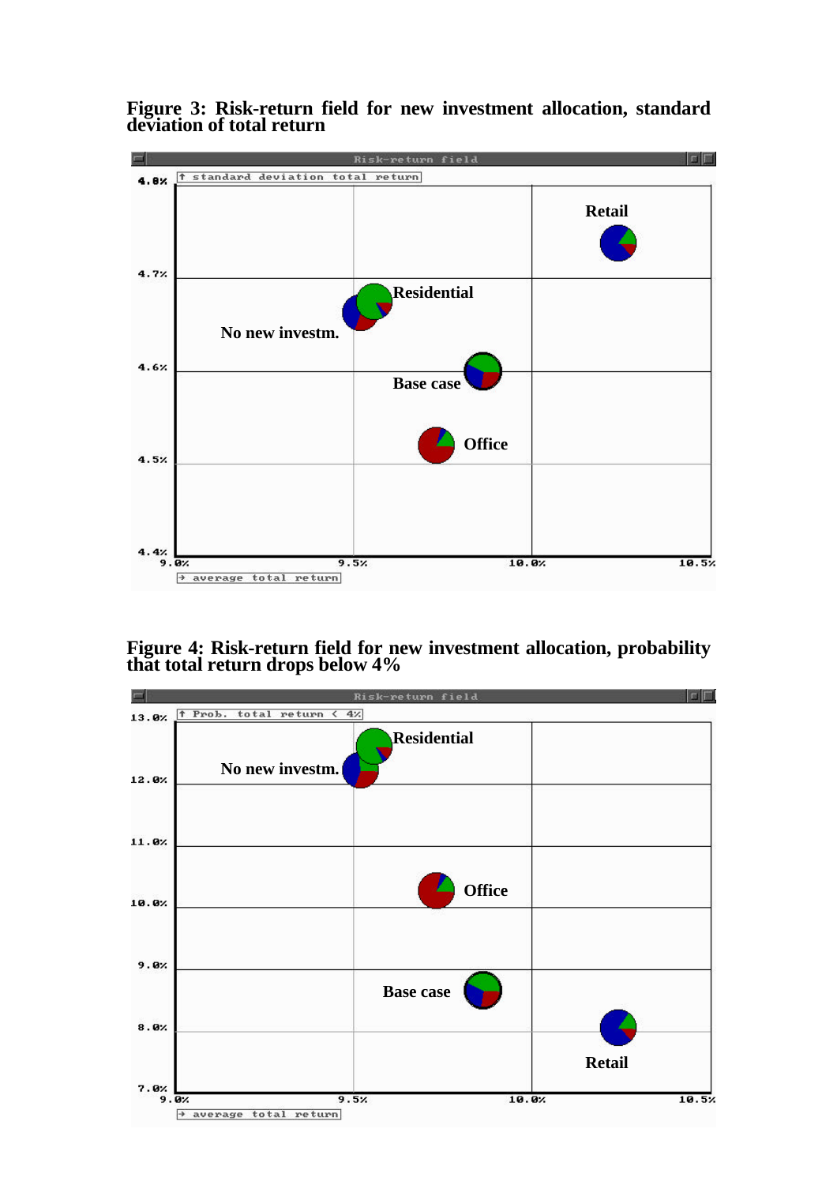**Figure 3: Risk-return field for new investment allocation, standard deviation of total return**

Risk-return field

↑ standard deviation total return

4.8%
4.7%
4.6%
4.5%
4.4%

9.0%
9.5%
10.0%
10.5%

→ average total return

Retail
Residential
No new investm.
Base case
Office

**Figure 4: Risk-return field for new investment allocation, probability that total return drops below 4%**

Risk-return field

↑ Prob. total return < 4%

13.0%
12.0%
11.0%
10.0%
9.0%
8.0%
7.0%

9.0%
9.5%
10.0%
10.5%

→ average total return

Residential
No new investm.
Office
Base case
Retail